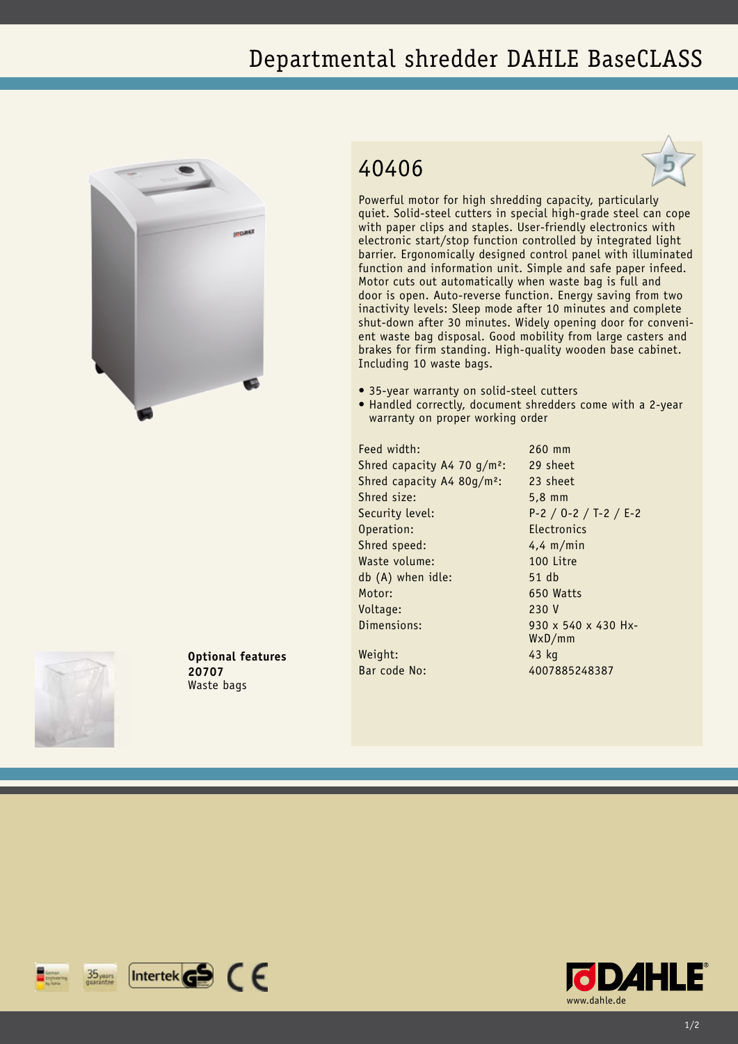# Departmental shredder DAHLE BaseCLASS

## 40406

Powerful motor for high shredding capacity, particularly quiet. Solid-steel cutters in special high-grade steel can cope with paper clips and staples. User-friendly electronics with electronic start/stop function controlled by integrated light barrier. Ergonomically designed control panel with illuminated function and information unit. Simple and safe paper infeed. Motor cuts out automatically when waste bag is full and door is open. Auto-reverse function. Energy saving from two inactivity levels: Sleep mode after 10 minutes and complete shut-down after 30 minutes. Widely opening door for convenient waste bag disposal. Good mobility from large casters and brakes for firm standing. High-quality wooden base cabinet. Including 10 waste bags.

- 35-year warranty on solid-steel cutters
- Handled correctly, document shredders come with a 2-year warranty on proper working order

| | |
|---|---|
| Feed width: | 260 mm |
| Shred capacity A4 70 g/m²: | 29 sheet |
| Shred capacity A4 80g/m²: | 23 sheet |
| Shred size: | 5,8 mm |
| Security level: | P-2 / O-2 / T-2 / E-2 |
| Operation: | Electronics |
| Shred speed: | 4,4 m/min |
| Waste volume: | 100 Litre |
| db (A) when idle: | 51 db |
| Motor: | 650 Watts |
| Voltage: | 230 V |
| Dimensions: | 930 x 540 x 430 HxWxD/mm |
| Weight: | 43 kg |
| Bar code No: | 4007885248387 |

**Optional features**
**20707**
Waste bags

www.dahle.de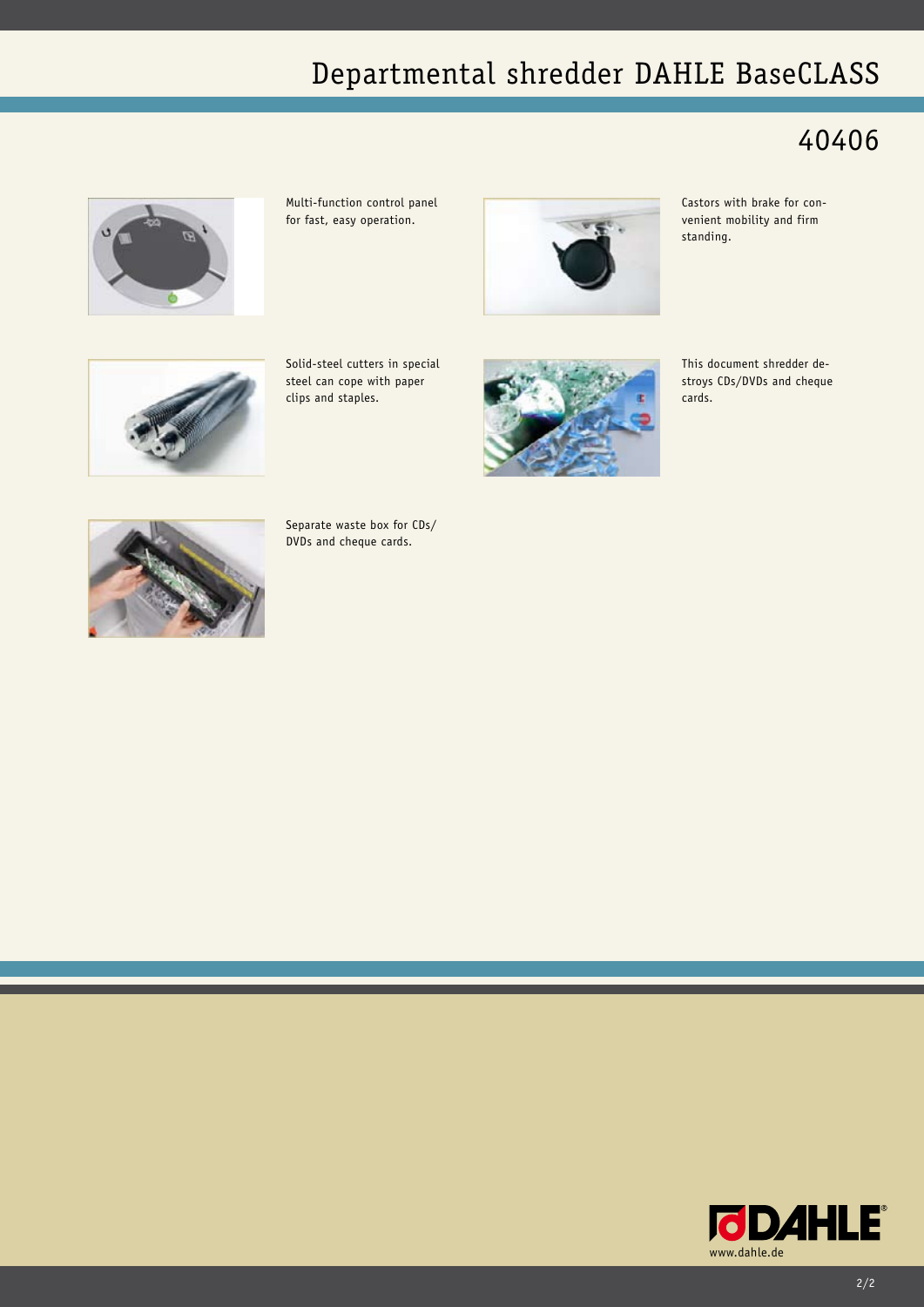# Departmental shredder DAHLE BaseCLASS

## 40406

Multi-function control panel for fast, easy operation.

Castors with brake for convenient mobility and firm standing.

Solid-steel cutters in special steel can cope with paper clips and staples.

This document shredder destroys CDs/DVDs and cheque cards.

Separate waste box for CDs/DVDs and cheque cards.

DAHLE®
www.dahle.de